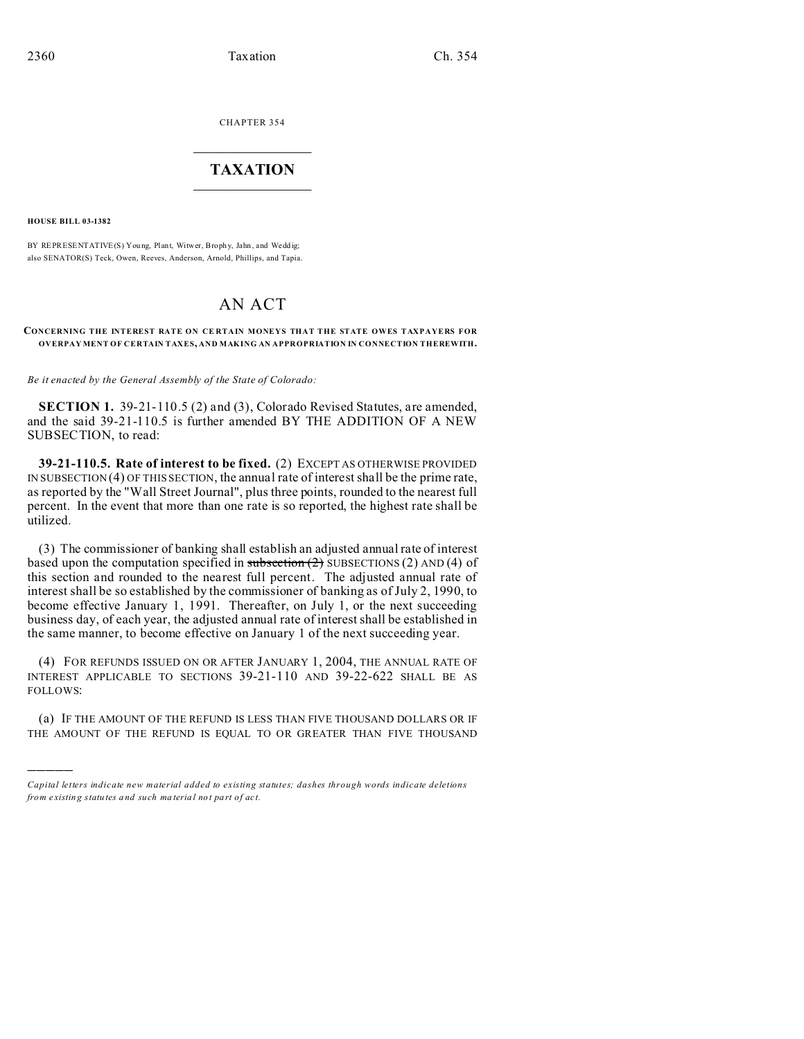CHAPTER 354

# TAXATION

**HOUSE BILL 03-1382**

BY REPRESENTATIVE(S) Young, Plant, Witwer, Brophy, Jahn, and Weddig;
also SENATOR(S) Teck, Owen, Reeves, Anderson, Arnold, Phillips, and Tapia.

# AN ACT

**CONCERNING THE INTEREST RATE ON CERTAIN MONEYS THAT THE STATE OWES TAXPAYERS FOR OVERPAYMENT OF CERTAIN TAXES, AND MAKING AN APPROPRIATION IN CONNECTION THEREWITH.**

*Be it enacted by the General Assembly of the State of Colorado:*

**SECTION 1.** 39-21-110.5 (2) and (3), Colorado Revised Statutes, are amended, and the said 39-21-110.5 is further amended BY THE ADDITION OF A NEW SUBSECTION, to read:

**39-21-110.5. Rate of interest to be fixed.** (2) EXCEPT AS OTHERWISE PROVIDED IN SUBSECTION (4) OF THIS SECTION, the annual rate of interest shall be the prime rate, as reported by the "Wall Street Journal", plus three points, rounded to the nearest full percent. In the event that more than one rate is so reported, the highest rate shall be utilized.

(3) The commissioner of banking shall establish an adjusted annual rate of interest based upon the computation specified in ~~subsection (2)~~ SUBSECTIONS (2) AND (4) of this section and rounded to the nearest full percent. The adjusted annual rate of interest shall be so established by the commissioner of banking as of July 2, 1990, to become effective January 1, 1991. Thereafter, on July 1, or the next succeeding business day, of each year, the adjusted annual rate of interest shall be established in the same manner, to become effective on January 1 of the next succeeding year.

(4) FOR REFUNDS ISSUED ON OR AFTER JANUARY 1, 2004, THE ANNUAL RATE OF INTEREST APPLICABLE TO SECTIONS 39-21-110 AND 39-22-622 SHALL BE AS FOLLOWS:

(a) IF THE AMOUNT OF THE REFUND IS LESS THAN FIVE THOUSAND DOLLARS OR IF THE AMOUNT OF THE REFUND IS EQUAL TO OR GREATER THAN FIVE THOUSAND

---

*Capital letters indicate new material added to existing statutes; dashes through words indicate deletions from existing statutes and such material not part of act.*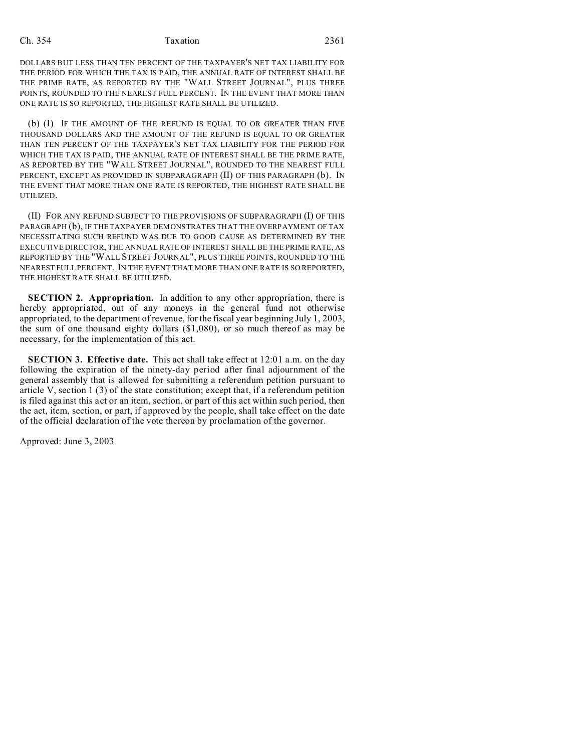DOLLARS BUT LESS THAN TEN PERCENT OF THE TAXPAYER'S NET TAX LIABILITY FOR THE PERIOD FOR WHICH THE TAX IS PAID, THE ANNUAL RATE OF INTEREST SHALL BE THE PRIME RATE, AS REPORTED BY THE "WALL STREET JOURNAL", PLUS THREE POINTS, ROUNDED TO THE NEAREST FULL PERCENT. IN THE EVENT THAT MORE THAN ONE RATE IS SO REPORTED, THE HIGHEST RATE SHALL BE UTILIZED.

(b) (I) IF THE AMOUNT OF THE REFUND IS EQUAL TO OR GREATER THAN FIVE THOUSAND DOLLARS AND THE AMOUNT OF THE REFUND IS EQUAL TO OR GREATER THAN TEN PERCENT OF THE TAXPAYER'S NET TAX LIABILITY FOR THE PERIOD FOR WHICH THE TAX IS PAID, THE ANNUAL RATE OF INTEREST SHALL BE THE PRIME RATE, AS REPORTED BY THE "WALL STREET JOURNAL", ROUNDED TO THE NEAREST FULL PERCENT, EXCEPT AS PROVIDED IN SUBPARAGRAPH (II) OF THIS PARAGRAPH (b). IN THE EVENT THAT MORE THAN ONE RATE IS REPORTED, THE HIGHEST RATE SHALL BE UTILIZED.

(II) FOR ANY REFUND SUBJECT TO THE PROVISIONS OF SUBPARAGRAPH (I) OF THIS PARAGRAPH (b), IF THE TAXPAYER DEMONSTRATES THAT THE OVERPAYMENT OF TAX NECESSITATING SUCH REFUND WAS DUE TO GOOD CAUSE AS DETERMINED BY THE EXECUTIVE DIRECTOR, THE ANNUAL RATE OF INTEREST SHALL BE THE PRIME RATE, AS REPORTED BY THE "WALL STREET JOURNAL", PLUS THREE POINTS, ROUNDED TO THE NEAREST FULL PERCENT. IN THE EVENT THAT MORE THAN ONE RATE IS SO REPORTED, THE HIGHEST RATE SHALL BE UTILIZED.

**SECTION 2. Appropriation.** In addition to any other appropriation, there is hereby appropriated, out of any moneys in the general fund not otherwise appropriated, to the department of revenue, for the fiscal year beginning July 1, 2003, the sum of one thousand eighty dollars ($1,080), or so much thereof as may be necessary, for the implementation of this act.

**SECTION 3. Effective date.** This act shall take effect at 12:01 a.m. on the day following the expiration of the ninety-day period after final adjournment of the general assembly that is allowed for submitting a referendum petition pursuant to article V, section 1 (3) of the state constitution; except that, if a referendum petition is filed against this act or an item, section, or part of this act within such period, then the act, item, section, or part, if approved by the people, shall take effect on the date of the official declaration of the vote thereon by proclamation of the governor.

Approved: June 3, 2003